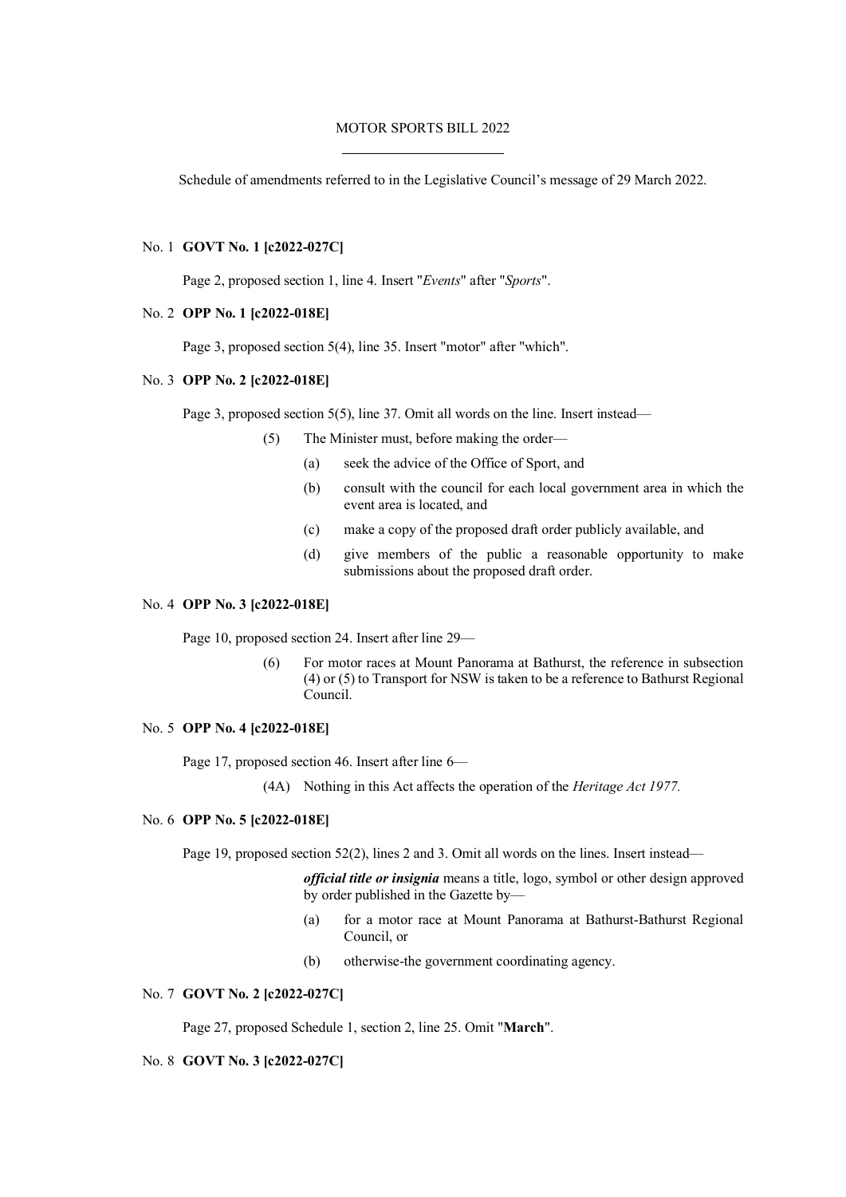# MOTOR SPORTS BILL 2022

Schedule of amendments referred to in the Legislative Council's message of 29 March 2022.

No. 1 **GOVT No. 1 [c2022-027C]**

Page 2, proposed section 1, line 4. Insert "*Events*" after "*Sports*".

No. 2 **OPP No. 1 [c2022-018E]**

Page 3, proposed section 5(4), line 35. Insert "motor" after "which".

No. 3 **OPP No. 2 [c2022-018E]**

Page 3, proposed section 5(5), line 37. Omit all words on the line. Insert instead—

(5) The Minister must, before making the order—

(a) seek the advice of the Office of Sport, and

(b) consult with the council for each local government area in which the event area is located, and

(c) make a copy of the proposed draft order publicly available, and

(d) give members of the public a reasonable opportunity to make submissions about the proposed draft order.

No. 4 **OPP No. 3 [c2022-018E]**

Page 10, proposed section 24. Insert after line 29—

(6) For motor races at Mount Panorama at Bathurst, the reference in subsection (4) or (5) to Transport for NSW is taken to be a reference to Bathurst Regional Council.

No. 5 **OPP No. 4 [c2022-018E]**

Page 17, proposed section 46. Insert after line 6—

(4A) Nothing in this Act affects the operation of the *Heritage Act 1977.*

No. 6 **OPP No. 5 [c2022-018E]**

Page 19, proposed section 52(2), lines 2 and 3. Omit all words on the lines. Insert instead—

***official title or insignia*** means a title, logo, symbol or other design approved by order published in the Gazette by—

(a) for a motor race at Mount Panorama at Bathurst-Bathurst Regional Council, or

(b) otherwise-the government coordinating agency.

No. 7 **GOVT No. 2 [c2022-027C]**

Page 27, proposed Schedule 1, section 2, line 25. Omit "**March**".

No. 8 **GOVT No. 3 [c2022-027C]**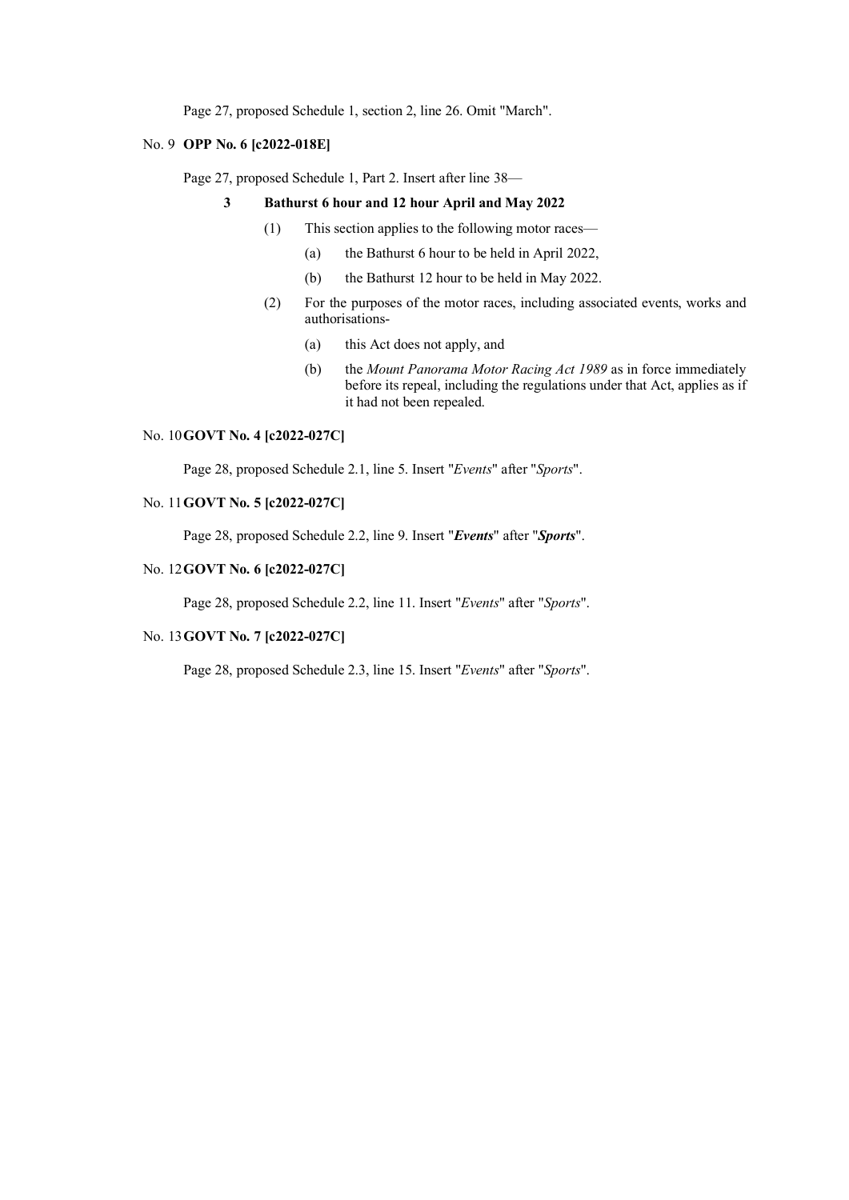Page 27, proposed Schedule 1, section 2, line 26. Omit "March".

No. 9 **OPP No. 6 [c2022-018E]**

Page 27, proposed Schedule 1, Part 2. Insert after line 38—

**3 Bathurst 6 hour and 12 hour April and May 2022**

(1) This section applies to the following motor races—

(a) the Bathurst 6 hour to be held in April 2022,

(b) the Bathurst 12 hour to be held in May 2022.

(2) For the purposes of the motor races, including associated events, works and authorisations-

(a) this Act does not apply, and

(b) the *Mount Panorama Motor Racing Act 1989* as in force immediately before its repeal, including the regulations under that Act, applies as if it had not been repealed.

No. 10 **GOVT No. 4 [c2022-027C]**

Page 28, proposed Schedule 2.1, line 5. Insert "*Events*" after "*Sports*".

No. 11 **GOVT No. 5 [c2022-027C]**

Page 28, proposed Schedule 2.2, line 9. Insert "***Events***" after "***Sports***".

No. 12 **GOVT No. 6 [c2022-027C]**

Page 28, proposed Schedule 2.2, line 11. Insert "*Events*" after "*Sports*".

No. 13 **GOVT No. 7 [c2022-027C]**

Page 28, proposed Schedule 2.3, line 15. Insert "*Events*" after "*Sports*".